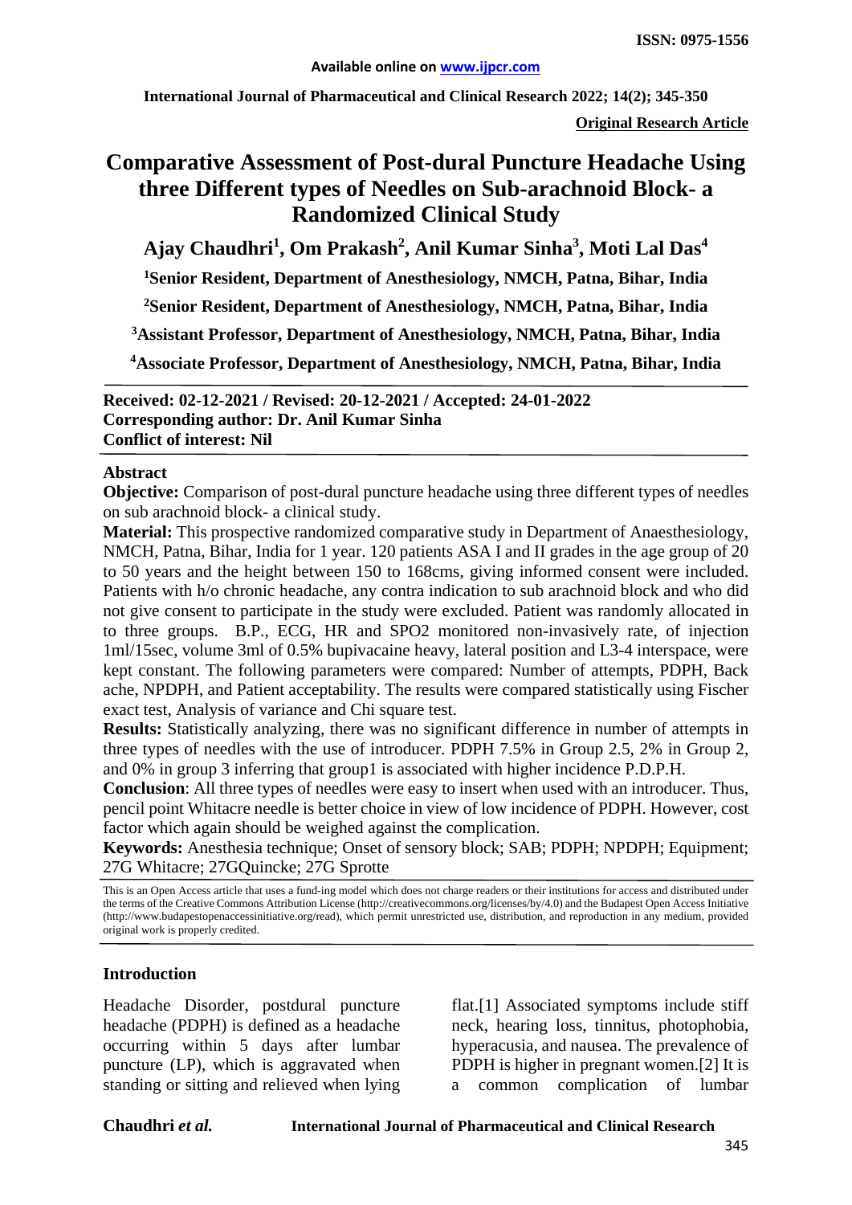**Original Research Article**

# Comparative Assessment of Post-dural Puncture Headache Using three Different types of Needles on Sub-arachnoid Block- a Randomized Clinical Study

**Ajay Chaudhri[1], Om Prakash[2], Anil Kumar Sinha[3], Moti Lal Das[4]**

**[1]Senior Resident, Department of Anesthesiology, NMCH, Patna, Bihar, India**

**[2]Senior Resident, Department of Anesthesiology, NMCH, Patna, Bihar, India**

**[3]Assistant Professor, Department of Anesthesiology, NMCH, Patna, Bihar, India**

**[4]Associate Professor, Department of Anesthesiology, NMCH, Patna, Bihar, India**

**Received: 02-12-2021 / Revised: 20-12-2021 / Accepted: 24-01-2022**
**Corresponding author: Dr. Anil Kumar Sinha**
**Conflict of interest: Nil**

## Abstract

**Objective:** Comparison of post-dural puncture headache using three different types of needles on sub arachnoid block- a clinical study.

**Material:** This prospective randomized comparative study in Department of Anaesthesiology, NMCH, Patna, Bihar, India for 1 year. 120 patients ASA I and II grades in the age group of 20 to 50 years and the height between 150 to 168cms, giving informed consent were included. Patients with h/o chronic headache, any contra indication to sub arachnoid block and who did not give consent to participate in the study were excluded. Patient was randomly allocated in to three groups. B.P., ECG, HR and SPO2 monitored non-invasively rate, of injection 1ml/15sec, volume 3ml of 0.5% bupivacaine heavy, lateral position and L3-4 interspace, were kept constant. The following parameters were compared: Number of attempts, PDPH, Back ache, NPDPH, and Patient acceptability. The results were compared statistically using Fischer exact test, Analysis of variance and Chi square test.

**Results:** Statistically analyzing, there was no significant difference in number of attempts in three types of needles with the use of introducer. PDPH 7.5% in Group 2.5, 2% in Group 2, and 0% in group 3 inferring that group1 is associated with higher incidence P.D.P.H.

**Conclusion**: All three types of needles were easy to insert when used with an introducer. Thus, pencil point Whitacre needle is better choice in view of low incidence of PDPH. However, cost factor which again should be weighed against the complication.

**Keywords:** Anesthesia technique; Onset of sensory block; SAB; PDPH; NPDPH; Equipment; 27G Whitacre; 27GQuincke; 27G Sprotte

This is an Open Access article that uses a fund-ing model which does not charge readers or their institutions for access and distributed under the terms of the Creative Commons Attribution License (http://creativecommons.org/licenses/by/4.0) and the Budapest Open Access Initiative (http://www.budapestopenaccessinitiative.org/read), which permit unrestricted use, distribution, and reproduction in any medium, provided original work is properly credited.

## Introduction

Headache Disorder, postdural puncture headache (PDPH) is defined as a headache occurring within 5 days after lumbar puncture (LP), which is aggravated when standing or sitting and relieved when lying flat.[1] Associated symptoms include stiff neck, hearing loss, tinnitus, photophobia, hyperacusia, and nausea. The prevalence of PDPH is higher in pregnant women.[2] It is a common complication of lumbar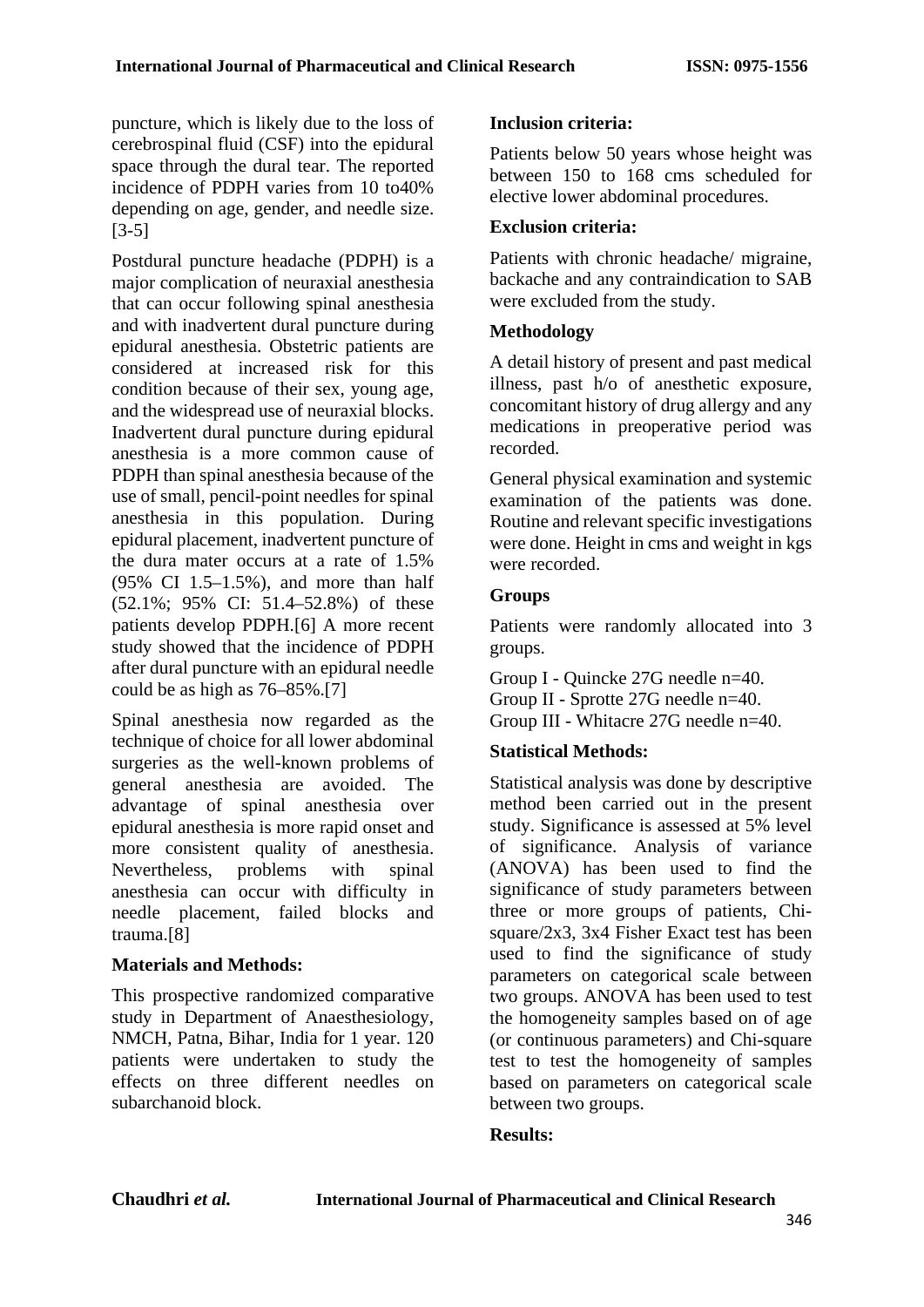puncture, which is likely due to the loss of cerebrospinal fluid (CSF) into the epidural space through the dural tear. The reported incidence of PDPH varies from 10 to40% depending on age, gender, and needle size.[3-5]

Postdural puncture headache (PDPH) is a major complication of neuraxial anesthesia that can occur following spinal anesthesia and with inadvertent dural puncture during epidural anesthesia. Obstetric patients are considered at increased risk for this condition because of their sex, young age, and the widespread use of neuraxial blocks. Inadvertent dural puncture during epidural anesthesia is a more common cause of PDPH than spinal anesthesia because of the use of small, pencil-point needles for spinal anesthesia in this population. During epidural placement, inadvertent puncture of the dura mater occurs at a rate of 1.5% (95% CI 1.5–1.5%), and more than half (52.1%; 95% CI: 51.4–52.8%) of these patients develop PDPH.[6] A more recent study showed that the incidence of PDPH after dural puncture with an epidural needle could be as high as 76–85%.[7]

Spinal anesthesia now regarded as the technique of choice for all lower abdominal surgeries as the well-known problems of general anesthesia are avoided. The advantage of spinal anesthesia over epidural anesthesia is more rapid onset and more consistent quality of anesthesia. Nevertheless, problems with spinal anesthesia can occur with difficulty in needle placement, failed blocks and trauma.[8]

## Materials and Methods:

This prospective randomized comparative study in Department of Anaesthesiology, NMCH, Patna, Bihar, India for 1 year. 120 patients were undertaken to study the effects on three different needles on subarchanoid block.

### Inclusion criteria:

Patients below 50 years whose height was between 150 to 168 cms scheduled for elective lower abdominal procedures.

### Exclusion criteria:

Patients with chronic headache/ migraine, backache and any contraindication to SAB were excluded from the study.

### Methodology

A detail history of present and past medical illness, past h/o of anesthetic exposure, concomitant history of drug allergy and any medications in preoperative period was recorded.

General physical examination and systemic examination of the patients was done. Routine and relevant specific investigations were done. Height in cms and weight in kgs were recorded.

### Groups

Patients were randomly allocated into 3 groups.

Group I - Quincke 27G needle n=40.
Group II - Sprotte 27G needle n=40.
Group III - Whitacre 27G needle n=40.

### Statistical Methods:

Statistical analysis was done by descriptive method been carried out in the present study. Significance is assessed at 5% level of significance. Analysis of variance (ANOVA) has been used to find the significance of study parameters between three or more groups of patients, Chi-square/2x3, 3x4 Fisher Exact test has been used to find the significance of study parameters on categorical scale between two groups. ANOVA has been used to test the homogeneity samples based on of age (or continuous parameters) and Chi-square test to test the homogeneity of samples based on parameters on categorical scale between two groups.

## Results: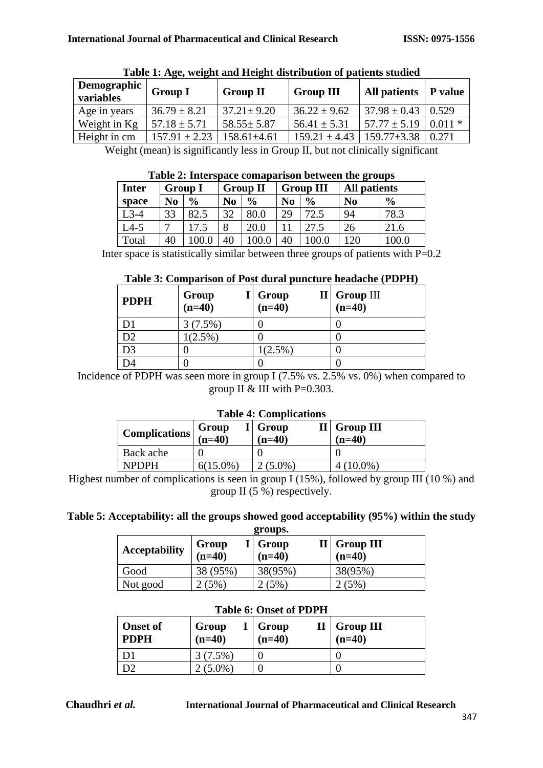**Table 1: Age, weight and Height distribution of patients studied**

| Demographic variables | Group I | Group II | Group III | All patients | P value |
|---|---|---|---|---|---|
| Age in years | 36.79 ± 8.21 | 37.21± 9.20 | 36.22 ± 9.62 | 37.98 ± 0.43 | 0.529 |
| Weight in Kg | 57.18 ± 5.71 | 58.55± 5.87 | 56.41 ± 5.31 | 57.77 ± 5.19 | 0.011 * |
| Height in cm | 157.91 ± 2.23 | 158.61±4.61 | 159.21 ± 4.43 | 159.77±3.38 | 0.271 |

Weight (mean) is significantly less in Group II, but not clinically significant

**Table 2: Interspace comaparison between the groups**

| Inter space | Group I | | Group II | | Group III | | All patients | |
|---|---|---|---|---|---|---|---|---|
| | No | % | No | % | No | % | No | % |
| L3-4 | 33 | 82.5 | 32 | 80.0 | 29 | 72.5 | 94 | 78.3 |
| L4-5 | 7 | 17.5 | 8 | 20.0 | 11 | 27.5 | 26 | 21.6 |
| Total | 40 | 100.0 | 40 | 100.0 | 40 | 100.0 | 120 | 100.0 |

Inter space is statistically similar between three groups of patients with P=0.2

**Table 3: Comparison of Post dural puncture headache (PDPH)**

| PDPH | Group I (n=40) | Group II (n=40) | Group III (n=40) |
|---|---|---|---|
| D1 | 3 (7.5%) | 0 | 0 |
| D2 | 1(2.5%) | 0 | 0 |
| D3 | 0 | 1(2.5%) | 0 |
| D4 | 0 | 0 | 0 |

Incidence of PDPH was seen more in group I (7.5% vs. 2.5% vs. 0%) when compared to group II & III with P=0.303.

**Table 4: Complications**

| Complications | Group I (n=40) | Group II (n=40) | Group III (n=40) |
|---|---|---|---|
| Back ache | 0 | 0 | 0 |
| NPDPH | 6(15.0%) | 2 (5.0%) | 4 (10.0%) |

Highest number of complications is seen in group I (15%), followed by group III (10 %) and group II (5 %) respectively.

**Table 5: Acceptability: all the groups showed good acceptability (95%) within the study groups.**

| Acceptability | Group I (n=40) | Group II (n=40) | Group III (n=40) |
|---|---|---|---|
| Good | 38 (95%) | 38(95%) | 38(95%) |
| Not good | 2 (5%) | 2 (5%) | 2 (5%) |

**Table 6: Onset of PDPH**

| Onset of PDPH | Group I (n=40) | Group II (n=40) | Group III (n=40) |
|---|---|---|---|
| D1 | 3 (7.5%) | 0 | 0 |
| D2 | 2 (5.0%) | 0 | 0 |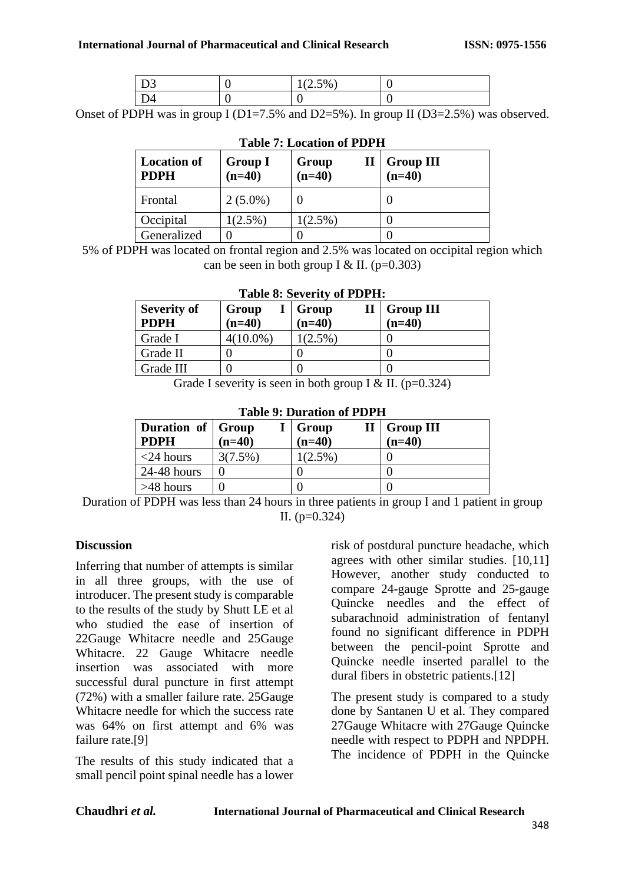| D3 | 0 | 1(2.5%) | 0 |
|---|---|---|---|
| D4 | 0 | 0 | 0 |

Onset of PDPH was in group I (D1=7.5% and D2=5%). In group II (D3=2.5%) was observed.

**Table 7: Location of PDPH**

| Location of PDPH | Group I (n=40) | Group II (n=40) | Group III (n=40) |
|---|---|---|---|
| Frontal | 2 (5.0%) | 0 | 0 |
| Occipital | 1(2.5%) | 1(2.5%) | 0 |
| Generalized | 0 | 0 | 0 |

5% of PDPH was located on frontal region and 2.5% was located on occipital region which can be seen in both group I & II. (p=0.303)

**Table 8: Severity of PDPH:**

| Severity of PDPH | Group I (n=40) | Group II (n=40) | Group III (n=40) |
|---|---|---|---|
| Grade I | 4(10.0%) | 1(2.5%) | 0 |
| Grade II | 0 | 0 | 0 |
| Grade III | 0 | 0 | 0 |

Grade I severity is seen in both group I & II. (p=0.324)

**Table 9: Duration of PDPH**

| Duration of PDPH | Group I (n=40) | Group II (n=40) | Group III (n=40) |
|---|---|---|---|
| <24 hours | 3(7.5%) | 1(2.5%) | 0 |
| 24-48 hours | 0 | 0 | 0 |
| >48 hours | 0 | 0 | 0 |

Duration of PDPH was less than 24 hours in three patients in group I and 1 patient in group II. (p=0.324)

## Discussion

Inferring that number of attempts is similar in all three groups, with the use of introducer. The present study is comparable to the results of the study by Shutt LE et al who studied the ease of insertion of 22Gauge Whitacre needle and 25Gauge Whitacre. 22 Gauge Whitacre needle insertion was associated with more successful dural puncture in first attempt (72%) with a smaller failure rate. 25Gauge Whitacre needle for which the success rate was 64% on first attempt and 6% was failure rate.[9]

The results of this study indicated that a small pencil point spinal needle has a lower risk of postdural puncture headache, which agrees with other similar studies. [10,11] However, another study conducted to compare 24-gauge Sprotte and 25-gauge Quincke needles and the effect of subarachnoid administration of fentanyl found no significant difference in PDPH between the pencil-point Sprotte and Quincke needle inserted parallel to the dural fibers in obstetric patients.[12]

The present study is compared to a study done by Santanen U et al. They compared 27Gauge Whitacre with 27Gauge Quincke needle with respect to PDPH and NPDPH. The incidence of PDPH in the Quincke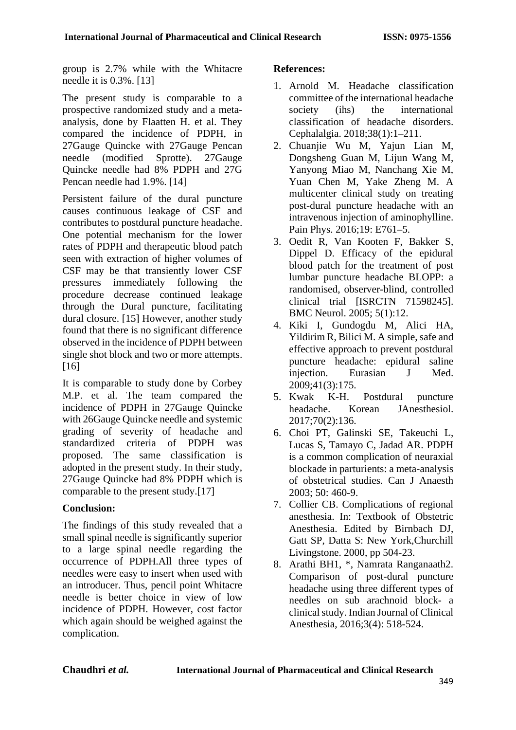group is 2.7% while with the Whitacre needle it is 0.3%. [13]

The present study is comparable to a prospective randomized study and a meta-analysis, done by Flaatten H. et al. They compared the incidence of PDPH, in 27Gauge Quincke with 27Gauge Pencan needle (modified Sprotte). 27Gauge Quincke needle had 8% PDPH and 27G Pencan needle had 1.9%. [14]

Persistent failure of the dural puncture causes continuous leakage of CSF and contributes to postdural puncture headache. One potential mechanism for the lower rates of PDPH and therapeutic blood patch seen with extraction of higher volumes of CSF may be that transiently lower CSF pressures immediately following the procedure decrease continued leakage through the Dural puncture, facilitating dural closure. [15] However, another study found that there is no significant difference observed in the incidence of PDPH between single shot block and two or more attempts. [16]

It is comparable to study done by Corbey M.P. et al. The team compared the incidence of PDPH in 27Gauge Quincke with 26Gauge Quincke needle and systemic grading of severity of headache and standardized criteria of PDPH was proposed. The same classification is adopted in the present study. In their study, 27Gauge Quincke had 8% PDPH which is comparable to the present study.[17]

## Conclusion:

The findings of this study revealed that a small spinal needle is significantly superior to a large spinal needle regarding the occurrence of PDPH.All three types of needles were easy to insert when used with an introducer. Thus, pencil point Whitacre needle is better choice in view of low incidence of PDPH. However, cost factor which again should be weighed against the complication.

## References:

1. Arnold M. Headache classification committee of the international headache society (ihs) the international classification of headache disorders. Cephalalgia. 2018;38(1):1–211.
2. Chuanjie Wu M, Yajun Lian M, Dongsheng Guan M, Lijun Wang M, Yanyong Miao M, Nanchang Xie M, Yuan Chen M, Yake Zheng M. A multicenter clinical study on treating post-dural puncture headache with an intravenous injection of aminophylline. Pain Phys. 2016;19: E761–5.
3. Oedit R, Van Kooten F, Bakker S, Dippel D. Efficacy of the epidural blood patch for the treatment of post lumbar puncture headache BLOPP: a randomised, observer-blind, controlled clinical trial [ISRCTN 71598245]. BMC Neurol. 2005; 5(1):12.
4. Kiki I, Gundogdu M, Alici HA, Yildirim R, Bilici M. A simple, safe and effective approach to prevent postdural puncture headache: epidural saline injection. Eurasian J Med. 2009;41(3):175.
5. Kwak K-H. Postdural puncture headache. Korean JAnesthesiol. 2017;70(2):136.
6. Choi PT, Galinski SE, Takeuchi L, Lucas S, Tamayo C, Jadad AR. PDPH is a common complication of neuraxial blockade in parturients: a meta-analysis of obstetrical studies. Can J Anaesth 2003; 50: 460-9.
7. Collier CB. Complications of regional anesthesia. In: Textbook of Obstetric Anesthesia. Edited by Birnbach DJ, Gatt SP, Datta S: New York,Churchill Livingstone. 2000, pp 504-23.
8. Arathi BH1, *, Namrata Ranganaath2. Comparison of post-dural puncture headache using three different types of needles on sub arachnoid block- a clinical study. Indian Journal of Clinical Anesthesia, 2016;3(4): 518-524.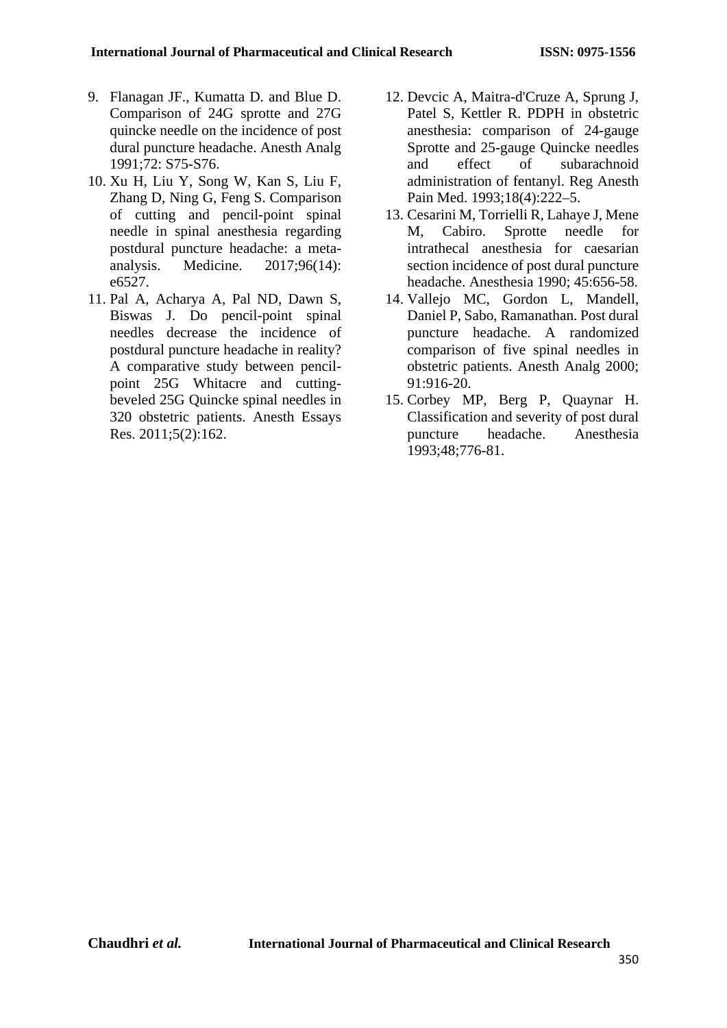9. Flanagan JF., Kumatta D. and Blue D. Comparison of 24G sprotte and 27G quincke needle on the incidence of post dural puncture headache. Anesth Analg 1991;72: S75-S76.
10. Xu H, Liu Y, Song W, Kan S, Liu F, Zhang D, Ning G, Feng S. Comparison of cutting and pencil-point spinal needle in spinal anesthesia regarding postdural puncture headache: a meta-analysis. Medicine. 2017;96(14): e6527.
11. Pal A, Acharya A, Pal ND, Dawn S, Biswas J. Do pencil-point spinal needles decrease the incidence of postdural puncture headache in reality? A comparative study between pencil-point 25G Whitacre and cutting-beveled 25G Quincke spinal needles in 320 obstetric patients. Anesth Essays Res. 2011;5(2):162.
12. Devcic A, Maitra-d'Cruze A, Sprung J, Patel S, Kettler R. PDPH in obstetric anesthesia: comparison of 24-gauge Sprotte and 25-gauge Quincke needles and effect of subarachnoid administration of fentanyl. Reg Anesth Pain Med. 1993;18(4):222–5.
13. Cesarini M, Torrielli R, Lahaye J, Mene M, Cabiro. Sprotte needle for intrathecal anesthesia for caesarian section incidence of post dural puncture headache. Anesthesia 1990; 45:656-58.
14. Vallejo MC, Gordon L, Mandell, Daniel P, Sabo, Ramanathan. Post dural puncture headache. A randomized comparison of five spinal needles in obstetric patients. Anesth Analg 2000; 91:916-20.
15. Corbey MP, Berg P, Quaynar H. Classification and severity of post dural puncture headache. Anesthesia 1993;48;776-81.